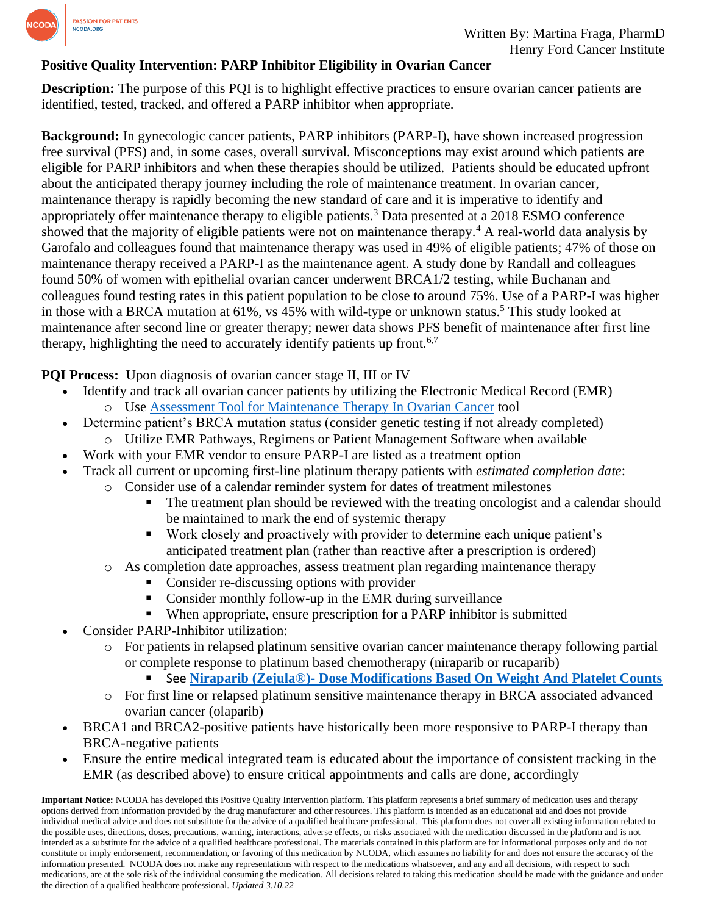Written By: Martina Fraga, PharmD
Henry Ford Cancer Institute

# Positive Quality Intervention: PARP Inhibitor Eligibility in Ovarian Cancer

**Description:** The purpose of this PQI is to highlight effective practices to ensure ovarian cancer patients are identified, tested, tracked, and offered a PARP inhibitor when appropriate.

**Background:** In gynecologic cancer patients, PARP inhibitors (PARP-I), have shown increased progression free survival (PFS) and, in some cases, overall survival. Misconceptions may exist around which patients are eligible for PARP inhibitors and when these therapies should be utilized. Patients should be educated upfront about the anticipated therapy journey including the role of maintenance treatment. In ovarian cancer, maintenance therapy is rapidly becoming the new standard of care and it is imperative to identify and appropriately offer maintenance therapy to eligible patients.[3] Data presented at a 2018 ESMO conference showed that the majority of eligible patients were not on maintenance therapy.[4] A real-world data analysis by Garofalo and colleagues found that maintenance therapy was used in 49% of eligible patients; 47% of those on maintenance therapy received a PARP-I as the maintenance agent. A study done by Randall and colleagues found 50% of women with epithelial ovarian cancer underwent BRCA1/2 testing, while Buchanan and colleagues found testing rates in this patient population to be close to around 75%. Use of a PARP-I was higher in those with a BRCA mutation at 61%, vs 45% with wild-type or unknown status.[5] This study looked at maintenance after second line or greater therapy; newer data shows PFS benefit of maintenance after first line therapy, highlighting the need to accurately identify patients up front.[6,7]

**PQI Process:** Upon diagnosis of ovarian cancer stage II, III or IV

- Identify and track all ovarian cancer patients by utilizing the Electronic Medical Record (EMR)
  - Use [Assessment Tool for Maintenance Therapy In Ovarian Cancer]() tool
- Determine patient's BRCA mutation status (consider genetic testing if not already completed)
  - Utilize EMR Pathways, Regimens or Patient Management Software when available
- Work with your EMR vendor to ensure PARP-I are listed as a treatment option
- Track all current or upcoming first-line platinum therapy patients with *estimated completion date*:
  - Consider use of a calendar reminder system for dates of treatment milestones
    - The treatment plan should be reviewed with the treating oncologist and a calendar should be maintained to mark the end of systemic therapy
    - Work closely and proactively with provider to determine each unique patient's anticipated treatment plan (rather than reactive after a prescription is ordered)
  - As completion date approaches, assess treatment plan regarding maintenance therapy
    - Consider re-discussing options with provider
    - Consider monthly follow-up in the EMR during surveillance
    - When appropriate, ensure prescription for a PARP inhibitor is submitted
- Consider PARP-Inhibitor utilization:
  - For patients in relapsed platinum sensitive ovarian cancer maintenance therapy following partial or complete response to platinum based chemotherapy (niraparib or rucaparib)
    - See **[Niraparib (Zejula®)- Dose Modifications Based On Weight And Platelet Counts]()**
  - For first line or relapsed platinum sensitive maintenance therapy in BRCA associated advanced ovarian cancer (olaparib)
- BRCA1 and BRCA2-positive patients have historically been more responsive to PARP-I therapy than BRCA-negative patients
- Ensure the entire medical integrated team is educated about the importance of consistent tracking in the EMR (as described above) to ensure critical appointments and calls are done, accordingly

**Important Notice:** NCODA has developed this Positive Quality Intervention platform. This platform represents a brief summary of medication uses and therapy options derived from information provided by the drug manufacturer and other resources. This platform is intended as an educational aid and does not provide individual medical advice and does not substitute for the advice of a qualified healthcare professional. This platform does not cover all existing information related to the possible uses, directions, doses, precautions, warning, interactions, adverse effects, or risks associated with the medication discussed in the platform and is not intended as a substitute for the advice of a qualified healthcare professional. The materials contained in this platform are for informational purposes only and do not constitute or imply endorsement, recommendation, or favoring of this medication by NCODA, which assumes no liability for and does not ensure the accuracy of the information presented. NCODA does not make any representations with respect to the medications whatsoever, and any and all decisions, with respect to such medications, are at the sole risk of the individual consuming the medication. All decisions related to taking this medication should be made with the guidance and under the direction of a qualified healthcare professional. *Updated 3.10.22*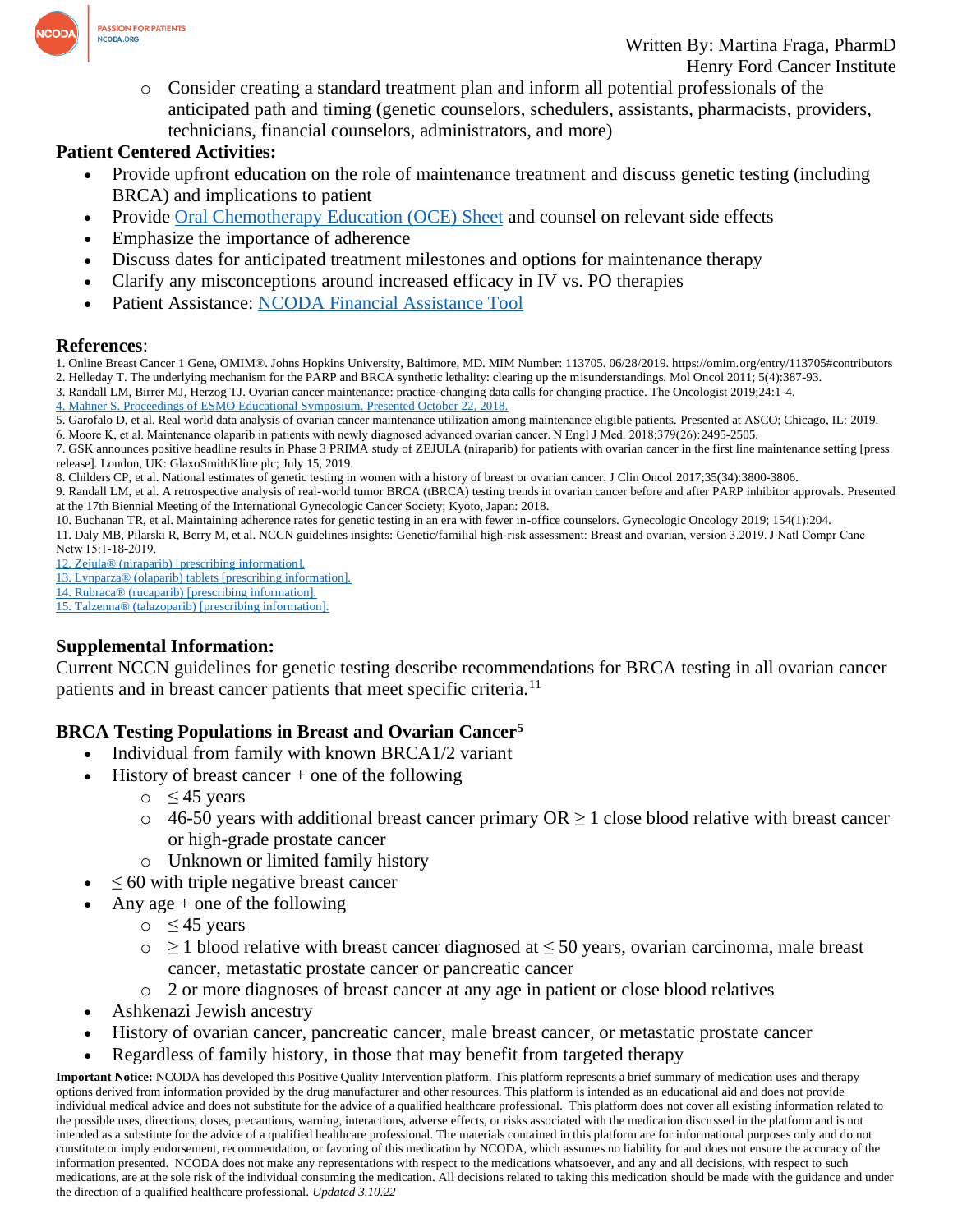- Consider creating a standard treatment plan and inform all potential professionals of the anticipated path and timing (genetic counselors, schedulers, assistants, pharmacists, providers, technicians, financial counselors, administrators, and more)

**Patient Centered Activities:**

- Provide upfront education on the role of maintenance treatment and discuss genetic testing (including BRCA) and implications to patient
- Provide Oral Chemotherapy Education (OCE) Sheet and counsel on relevant side effects
- Emphasize the importance of adherence
- Discuss dates for anticipated treatment milestones and options for maintenance therapy
- Clarify any misconceptions around increased efficacy in IV vs. PO therapies
- Patient Assistance: NCODA Financial Assistance Tool

**References**:

1. Online Breast Cancer 1 Gene, OMIM®. Johns Hopkins University, Baltimore, MD. MIM Number: 113705. 06/28/2019. https://omim.org/entry/113705#contributors
2. Helleday T. The underlying mechanism for the PARP and BRCA synthetic lethality: clearing up the misunderstandings. Mol Oncol 2011; 5(4):387-93.
3. Randall LM, Birrer MJ, Herzog TJ. Ovarian cancer maintenance: practice-changing data calls for changing practice. The Oncologist 2019;24:1-4.
4. Mahner S. Proceedings of ESMO Educational Symposium. Presented October 22, 2018.
5. Garofalo D, et al. Real world data analysis of ovarian cancer maintenance utilization among maintenance eligible patients. Presented at ASCO; Chicago, IL: 2019.
6. Moore K, et al. Maintenance olaparib in patients with newly diagnosed advanced ovarian cancer. N Engl J Med. 2018;379(26):2495-2505.
7. GSK announces positive headline results in Phase 3 PRIMA study of ZEJULA (niraparib) for patients with ovarian cancer in the first line maintenance setting [press release]. London, UK: GlaxoSmithKline plc; July 15, 2019.
8. Childers CP, et al. National estimates of genetic testing in women with a history of breast or ovarian cancer. J Clin Oncol 2017;35(34):3800-3806.
9. Randall LM, et al. A retrospective analysis of real-world tumor BRCA (tBRCA) testing trends in ovarian cancer before and after PARP inhibitor approvals. Presented at the 17th Biennial Meeting of the International Gynecologic Cancer Society; Kyoto, Japan: 2018.
10. Buchanan TR, et al. Maintaining adherence rates for genetic testing in an era with fewer in-office counselors. Gynecologic Oncology 2019; 154(1):204.
11. Daly MB, Pilarski R, Berry M, et al. NCCN guidelines insights: Genetic/familial high-risk assessment: Breast and ovarian, version 3.2019. J Natl Compr Canc Netw 15:1-18-2019.
12. Zejula® (niraparib) [prescribing information].
13. Lynparza® (olaparib) tablets [prescribing information].
14. Rubraca® (rucaparib) [prescribing information].
15. Talzenna® (talazoparib) [prescribing information].

## Supplemental Information:

Current NCCN guidelines for genetic testing describe recommendations for BRCA testing in all ovarian cancer patients and in breast cancer patients that meet specific criteria.[11]

### BRCA Testing Populations in Breast and Ovarian Cancer[5]

- Individual from family with known BRCA1/2 variant
- History of breast cancer + one of the following
  - ≤ 45 years
  - 46-50 years with additional breast cancer primary OR ≥ 1 close blood relative with breast cancer or high-grade prostate cancer
  - Unknown or limited family history
- ≤ 60 with triple negative breast cancer
- Any age + one of the following
  - ≤ 45 years
  - ≥ 1 blood relative with breast cancer diagnosed at ≤ 50 years, ovarian carcinoma, male breast cancer, metastatic prostate cancer or pancreatic cancer
  - 2 or more diagnoses of breast cancer at any age in patient or close blood relatives
- Ashkenazi Jewish ancestry
- History of ovarian cancer, pancreatic cancer, male breast cancer, or metastatic prostate cancer
- Regardless of family history, in those that may benefit from targeted therapy

**Important Notice:** NCODA has developed this Positive Quality Intervention platform. This platform represents a brief summary of medication uses and therapy options derived from information provided by the drug manufacturer and other resources. This platform is intended as an educational aid and does not provide individual medical advice and does not substitute for the advice of a qualified healthcare professional. This platform does not cover all existing information related to the possible uses, directions, doses, precautions, warning, interactions, adverse effects, or risks associated with the medication discussed in the platform and is not intended as a substitute for the advice of a qualified healthcare professional. The materials contained in this platform are for informational purposes only and do not constitute or imply endorsement, recommendation, or favoring of this medication by NCODA, which assumes no liability for and does not ensure the accuracy of the information presented. NCODA does not make any representations with respect to the medications whatsoever, and any and all decisions, with respect to such medications, are at the sole risk of the individual consuming the medication. All decisions related to taking this medication should be made with the guidance and under the direction of a qualified healthcare professional. *Updated 3.10.22*